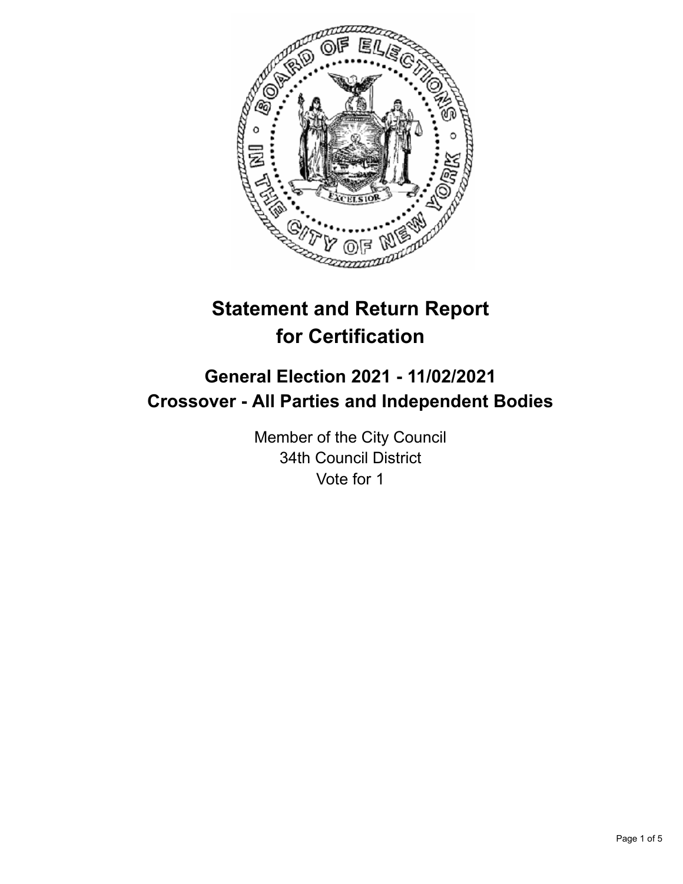# Statement and Return Report for Certification

## General Election 2021 - 11/02/2021
## Crossover - All Parties and Independent Bodies

Member of the City Council
34th Council District
Vote for 1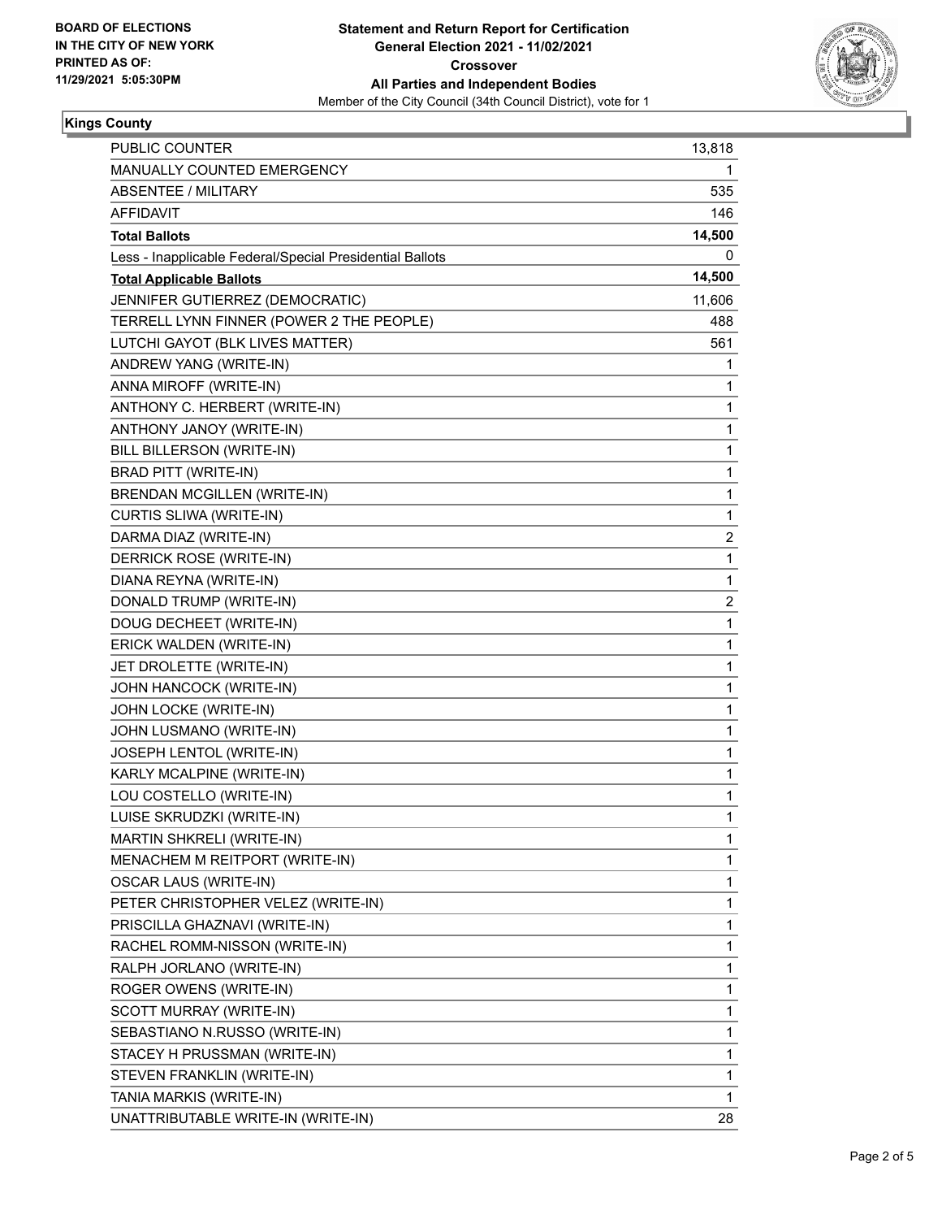**BOARD OF ELECTIONS IN THE CITY OF NEW YORK PRINTED AS OF: 11/29/2021 5:05:30PM**

**Statement and Return Report for Certification General Election 2021 - 11/02/2021 Crossover All Parties and Independent Bodies**
Member of the City Council (34th Council District), vote for 1

## Kings County

| | |
|---|---|
| PUBLIC COUNTER | 13,818 |
| MANUALLY COUNTED EMERGENCY | 1 |
| ABSENTEE / MILITARY | 535 |
| AFFIDAVIT | 146 |
| **Total Ballots** | **14,500** |
| Less - Inapplicable Federal/Special Presidential Ballots | 0 |
| **Total Applicable Ballots** | **14,500** |
| JENNIFER GUTIERREZ (DEMOCRATIC) | 11,606 |
| TERRELL LYNN FINNER (POWER 2 THE PEOPLE) | 488 |
| LUTCHI GAYOT (BLK LIVES MATTER) | 561 |
| ANDREW YANG (WRITE-IN) | 1 |
| ANNA MIROFF (WRITE-IN) | 1 |
| ANTHONY C. HERBERT (WRITE-IN) | 1 |
| ANTHONY JANOY (WRITE-IN) | 1 |
| BILL BILLERSON (WRITE-IN) | 1 |
| BRAD PITT (WRITE-IN) | 1 |
| BRENDAN MCGILLEN (WRITE-IN) | 1 |
| CURTIS SLIWA (WRITE-IN) | 1 |
| DARMA DIAZ (WRITE-IN) | 2 |
| DERRICK ROSE (WRITE-IN) | 1 |
| DIANA REYNA (WRITE-IN) | 1 |
| DONALD TRUMP (WRITE-IN) | 2 |
| DOUG DECHEET (WRITE-IN) | 1 |
| ERICK WALDEN (WRITE-IN) | 1 |
| JET DROLETTE (WRITE-IN) | 1 |
| JOHN HANCOCK (WRITE-IN) | 1 |
| JOHN LOCKE (WRITE-IN) | 1 |
| JOHN LUSMANO (WRITE-IN) | 1 |
| JOSEPH LENTOL (WRITE-IN) | 1 |
| KARLY MCALPINE (WRITE-IN) | 1 |
| LOU COSTELLO (WRITE-IN) | 1 |
| LUISE SKRUDZKI (WRITE-IN) | 1 |
| MARTIN SHKRELI (WRITE-IN) | 1 |
| MENACHEM M REITPORT (WRITE-IN) | 1 |
| OSCAR LAUS (WRITE-IN) | 1 |
| PETER CHRISTOPHER VELEZ (WRITE-IN) | 1 |
| PRISCILLA GHAZNAVI (WRITE-IN) | 1 |
| RACHEL ROMM-NISSON (WRITE-IN) | 1 |
| RALPH JORLANO (WRITE-IN) | 1 |
| ROGER OWENS (WRITE-IN) | 1 |
| SCOTT MURRAY (WRITE-IN) | 1 |
| SEBASTIANO N.RUSSO (WRITE-IN) | 1 |
| STACEY H PRUSSMAN (WRITE-IN) | 1 |
| STEVEN FRANKLIN (WRITE-IN) | 1 |
| TANIA MARKIS (WRITE-IN) | 1 |
| UNATTRIBUTABLE WRITE-IN (WRITE-IN) | 28 |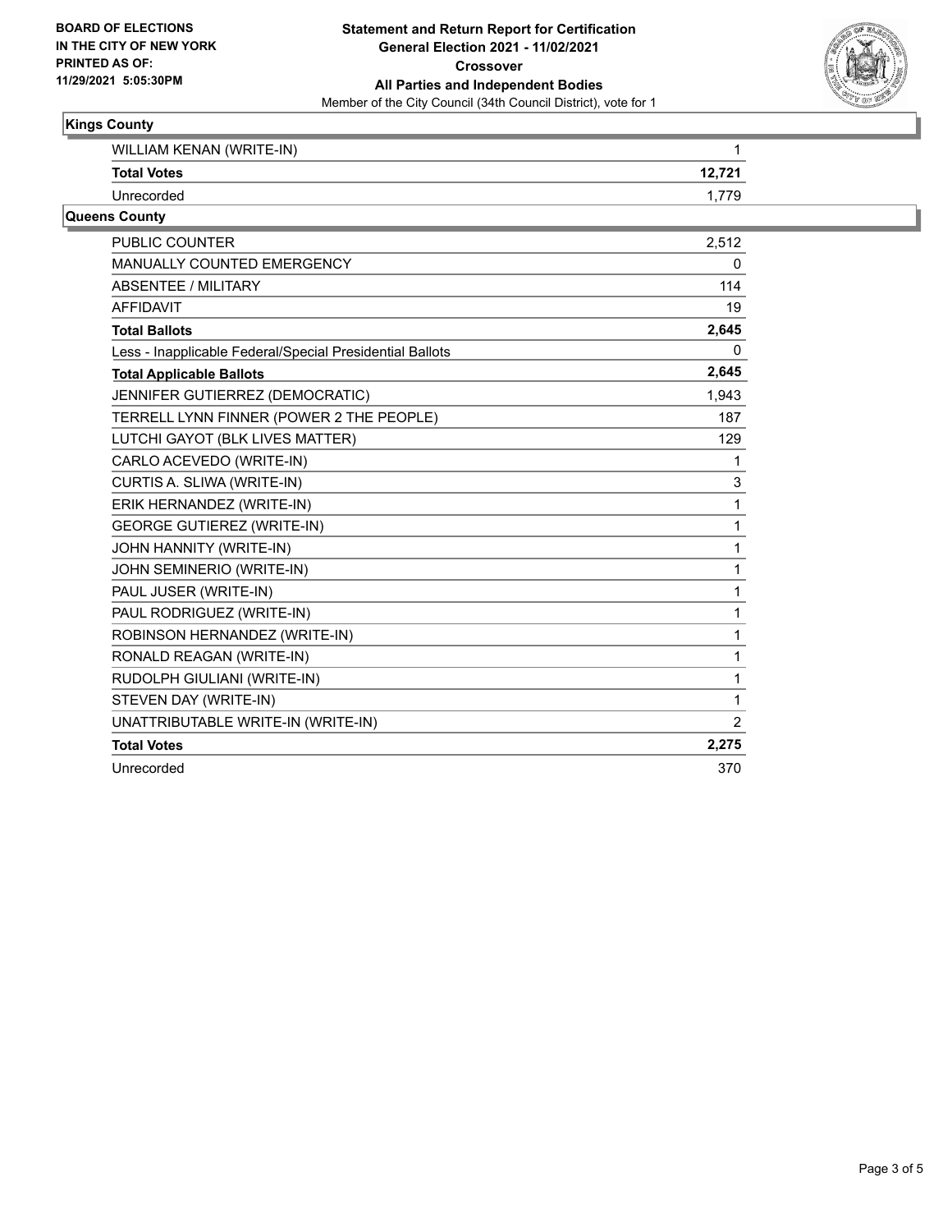**Statement and Return Report for Certification**
**General Election 2021 - 11/02/2021**
**Crossover**
**All Parties and Independent Bodies**
Member of the City Council (34th Council District), vote for 1

BOARD OF ELECTIONS
IN THE CITY OF NEW YORK
PRINTED AS OF:
11/29/2021 5:05:30PM

## Kings County

| | |
|---|---|
| WILLIAM KENAN (WRITE-IN) | 1 |
| **Total Votes** | **12,721** |
| Unrecorded | 1,779 |

## Queens County

| | |
|---|---|
| PUBLIC COUNTER | 2,512 |
| MANUALLY COUNTED EMERGENCY | 0 |
| ABSENTEE / MILITARY | 114 |
| AFFIDAVIT | 19 |
| **Total Ballots** | **2,645** |
| Less - Inapplicable Federal/Special Presidential Ballots | 0 |
| **Total Applicable Ballots** | **2,645** |
| JENNIFER GUTIERREZ (DEMOCRATIC) | 1,943 |
| TERRELL LYNN FINNER (POWER 2 THE PEOPLE) | 187 |
| LUTCHI GAYOT (BLK LIVES MATTER) | 129 |
| CARLO ACEVEDO (WRITE-IN) | 1 |
| CURTIS A. SLIWA (WRITE-IN) | 3 |
| ERIK HERNANDEZ (WRITE-IN) | 1 |
| GEORGE GUTIEREZ (WRITE-IN) | 1 |
| JOHN HANNITY (WRITE-IN) | 1 |
| JOHN SEMINERIO (WRITE-IN) | 1 |
| PAUL JUSER (WRITE-IN) | 1 |
| PAUL RODRIGUEZ (WRITE-IN) | 1 |
| ROBINSON HERNANDEZ (WRITE-IN) | 1 |
| RONALD REAGAN (WRITE-IN) | 1 |
| RUDOLPH GIULIANI (WRITE-IN) | 1 |
| STEVEN DAY (WRITE-IN) | 1 |
| UNATTRIBUTABLE WRITE-IN (WRITE-IN) | 2 |
| **Total Votes** | **2,275** |
| Unrecorded | 370 |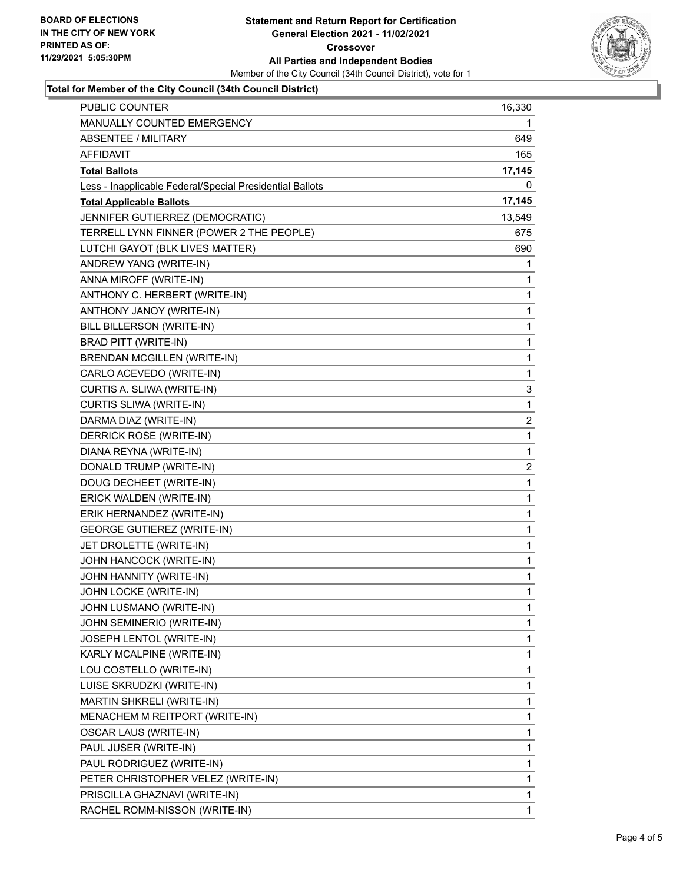**BOARD OF ELECTIONS IN THE CITY OF NEW YORK PRINTED AS OF: 11/29/2021 5:05:30PM**

**Statement and Return Report for Certification General Election 2021 - 11/02/2021 Crossover All Parties and Independent Bodies**

Member of the City Council (34th Council District), vote for 1

### Total for Member of the City Council (34th Council District)

| | |
|---|---|
| PUBLIC COUNTER | 16,330 |
| MANUALLY COUNTED EMERGENCY | 1 |
| ABSENTEE / MILITARY | 649 |
| AFFIDAVIT | 165 |
| **Total Ballots** | **17,145** |
| Less - Inapplicable Federal/Special Presidential Ballots | 0 |
| **Total Applicable Ballots** | **17,145** |
| JENNIFER GUTIERREZ (DEMOCRATIC) | 13,549 |
| TERRELL LYNN FINNER (POWER 2 THE PEOPLE) | 675 |
| LUTCHI GAYOT (BLK LIVES MATTER) | 690 |
| ANDREW YANG (WRITE-IN) | 1 |
| ANNA MIROFF (WRITE-IN) | 1 |
| ANTHONY C. HERBERT (WRITE-IN) | 1 |
| ANTHONY JANOY (WRITE-IN) | 1 |
| BILL BILLERSON (WRITE-IN) | 1 |
| BRAD PITT (WRITE-IN) | 1 |
| BRENDAN MCGILLEN (WRITE-IN) | 1 |
| CARLO ACEVEDO (WRITE-IN) | 1 |
| CURTIS A. SLIWA (WRITE-IN) | 3 |
| CURTIS SLIWA (WRITE-IN) | 1 |
| DARMA DIAZ (WRITE-IN) | 2 |
| DERRICK ROSE (WRITE-IN) | 1 |
| DIANA REYNA (WRITE-IN) | 1 |
| DONALD TRUMP (WRITE-IN) | 2 |
| DOUG DECHEET (WRITE-IN) | 1 |
| ERICK WALDEN (WRITE-IN) | 1 |
| ERIK HERNANDEZ (WRITE-IN) | 1 |
| GEORGE GUTIEREZ (WRITE-IN) | 1 |
| JET DROLETTE (WRITE-IN) | 1 |
| JOHN HANCOCK (WRITE-IN) | 1 |
| JOHN HANNITY (WRITE-IN) | 1 |
| JOHN LOCKE (WRITE-IN) | 1 |
| JOHN LUSMANO (WRITE-IN) | 1 |
| JOHN SEMINERIO (WRITE-IN) | 1 |
| JOSEPH LENTOL (WRITE-IN) | 1 |
| KARLY MCALPINE (WRITE-IN) | 1 |
| LOU COSTELLO (WRITE-IN) | 1 |
| LUISE SKRUDZKI (WRITE-IN) | 1 |
| MARTIN SHKRELI (WRITE-IN) | 1 |
| MENACHEM M REITPORT (WRITE-IN) | 1 |
| OSCAR LAUS (WRITE-IN) | 1 |
| PAUL JUSER (WRITE-IN) | 1 |
| PAUL RODRIGUEZ (WRITE-IN) | 1 |
| PETER CHRISTOPHER VELEZ (WRITE-IN) | 1 |
| PRISCILLA GHAZNAVI (WRITE-IN) | 1 |
| RACHEL ROMM-NISSON (WRITE-IN) | 1 |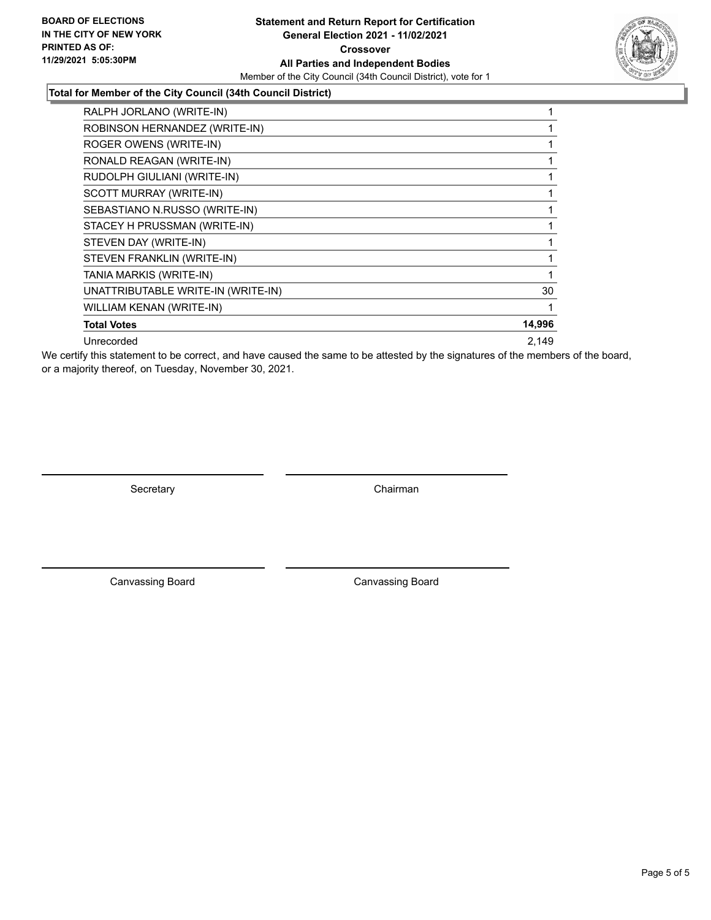**BOARD OF ELECTIONS IN THE CITY OF NEW YORK PRINTED AS OF: 11/29/2021 5:05:30PM**

**Statement and Return Report for Certification General Election 2021 - 11/02/2021 Crossover All Parties and Independent Bodies**

Member of the City Council (34th Council District), vote for 1

### Total for Member of the City Council (34th Council District)

| | |
|---|---|
| RALPH JORLANO (WRITE-IN) | 1 |
| ROBINSON HERNANDEZ (WRITE-IN) | 1 |
| ROGER OWENS (WRITE-IN) | 1 |
| RONALD REAGAN (WRITE-IN) | 1 |
| RUDOLPH GIULIANI (WRITE-IN) | 1 |
| SCOTT MURRAY (WRITE-IN) | 1 |
| SEBASTIANO N.RUSSO (WRITE-IN) | 1 |
| STACEY H PRUSSMAN (WRITE-IN) | 1 |
| STEVEN DAY (WRITE-IN) | 1 |
| STEVEN FRANKLIN (WRITE-IN) | 1 |
| TANIA MARKIS (WRITE-IN) | 1 |
| UNATTRIBUTABLE WRITE-IN (WRITE-IN) | 30 |
| WILLIAM KENAN (WRITE-IN) | 1 |
| **Total Votes** | **14,996** |
| Unrecorded | 2,149 |

We certify this statement to be correct, and have caused the same to be attested by the signatures of the members of the board, or a majority thereof, on Tuesday, November 30, 2021.

Secretary

Chairman

Canvassing Board

Canvassing Board